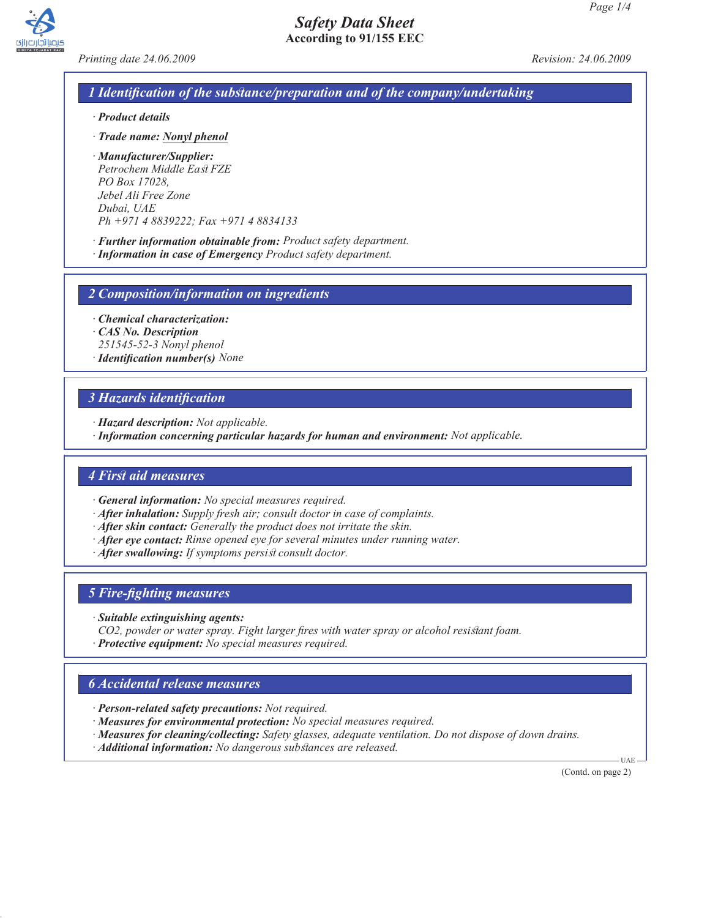# Safety Data Sheet
**According to 91/155 EEC**

*Printing date 24.06.2009* *Revision: 24.06.2009*

## 1 Identification of the substance/preparation and of the company/undertaking

· ***Product details***

· ***Trade name:*** *Nonyl phenol*

· ***Manufacturer/Supplier:***
*Petrochem Middle East FZE*
*PO Box 17028,*
*Jebel Ali Free Zone*
*Dubai, UAE*
*Ph +971 4 8839222; Fax +971 4 8834133*

· ***Further information obtainable from:*** *Product safety department.*
· ***Information in case of Emergency*** *Product safety department.*

## 2 Composition/information on ingredients

· ***Chemical characterization:***
· ***CAS No. Description***
*251545-52-3 Nonyl phenol*
· ***Identification number(s)*** *None*

## 3 Hazards identification

· ***Hazard description:*** *Not applicable.*
· ***Information concerning particular hazards for human and environment:*** *Not applicable.*

## 4 First aid measures

· ***General information:*** *No special measures required.*
· ***After inhalation:*** *Supply fresh air; consult doctor in case of complaints.*
· ***After skin contact:*** *Generally the product does not irritate the skin.*
· ***After eye contact:*** *Rinse opened eye for several minutes under running water.*
· ***After swallowing:*** *If symptoms persist consult doctor.*

## 5 Fire-fighting measures

· ***Suitable extinguishing agents:***
*$CO_2$, powder or water spray. Fight larger fires with water spray or alcohol resistant foam.*
· ***Protective equipment:*** *No special measures required.*

## 6 Accidental release measures

· ***Person-related safety precautions:*** *Not required.*
· ***Measures for environmental protection:*** *No special measures required.*
· ***Measures for cleaning/collecting:*** *Safety glasses, adequate ventilation. Do not dispose of down drains.*
· ***Additional information:*** *No dangerous substances are released.*

UAE

(Contd. on page 2)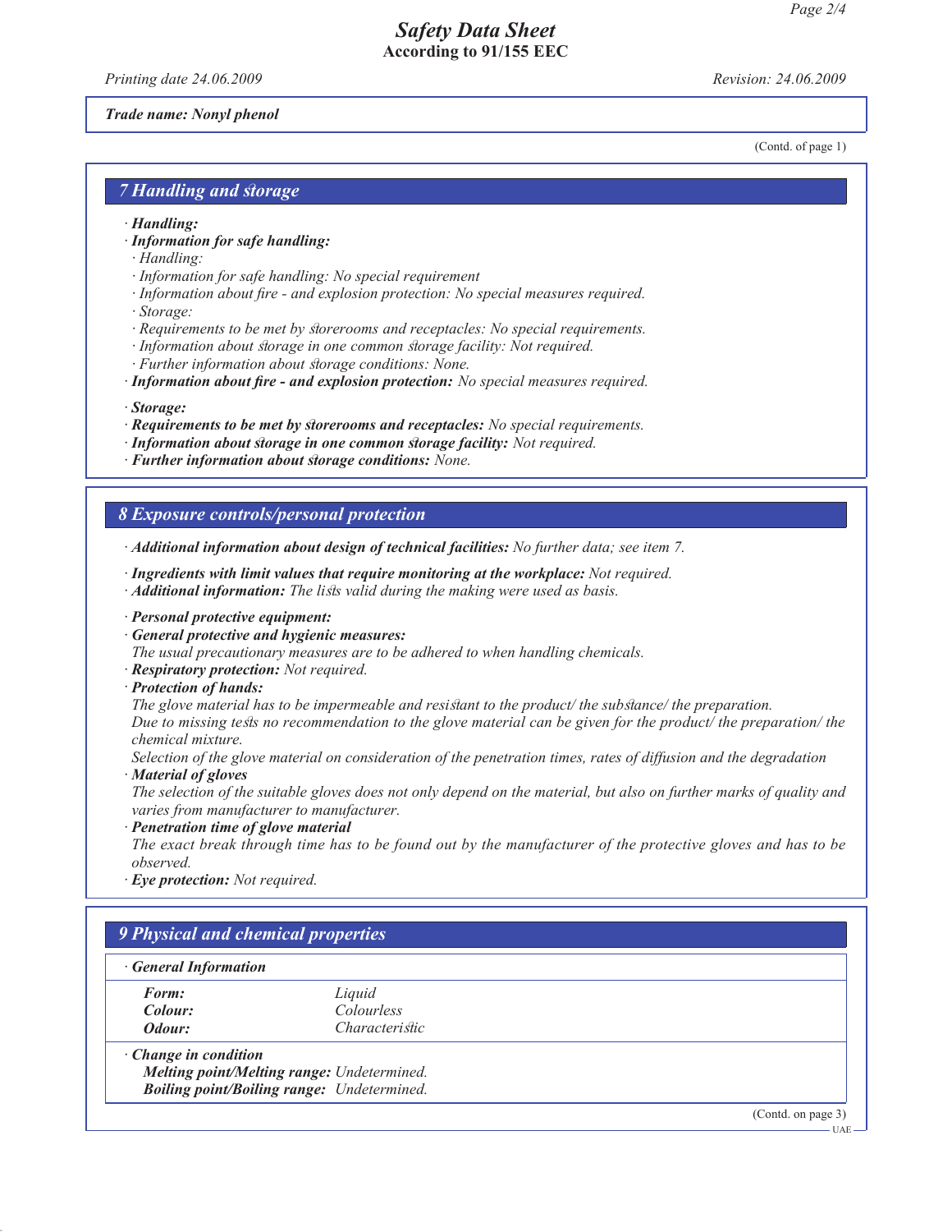# Safety Data Sheet
**According to 91/155 EEC**

*Printing date 24.06.2009* *Revision: 24.06.2009*

***Trade name: Nonyl phenol***

(Contd. of page 1)

## *7 Handling and storage*

- ***Handling:***
- ***Information for safe handling:***
  - *Handling:*
  - *Information for safe handling: No special requirement*
  - *Information about fire - and explosion protection: No special measures required.*
  - *Storage:*
  - *Requirements to be met by storerooms and receptacles: No special requirements.*
  - *Information about storage in one common storage facility: Not required.*
  - *Further information about storage conditions: None.*
- ***Information about fire - and explosion protection:*** *No special measures required.*

- ***Storage:***
- ***Requirements to be met by storerooms and receptacles:*** *No special requirements.*
- ***Information about storage in one common storage facility:*** *Not required.*
- ***Further information about storage conditions:*** *None.*

## *8 Exposure controls/personal protection*

- ***Additional information about design of technical facilities:*** *No further data; see item 7.*

- ***Ingredients with limit values that require monitoring at the workplace:*** *Not required.*
- ***Additional information:*** *The lists valid during the making were used as basis.*

- ***Personal protective equipment:***
- ***General protective and hygienic measures:***
  *The usual precautionary measures are to be adhered to when handling chemicals.*
- ***Respiratory protection:*** *Not required.*
- ***Protection of hands:***
  *The glove material has to be impermeable and resistant to the product/ the substance/ the preparation.*
  *Due to missing tests no recommendation to the glove material can be given for the product/ the preparation/ the chemical mixture.*
  *Selection of the glove material on consideration of the penetration times, rates of diffusion and the degradation*
- ***Material of gloves***
  *The selection of the suitable gloves does not only depend on the material, but also on further marks of quality and varies from manufacturer to manufacturer.*
- ***Penetration time of glove material***
  *The exact break through time has to be found out by the manufacturer of the protective gloves and has to be observed.*
- ***Eye protection:*** *Not required.*

## *9 Physical and chemical properties*

- ***General Information***

| | |
|---|---|
| ***Form:*** | *Liquid* |
| ***Colour:*** | *Colourless* |
| ***Odour:*** | *Characteristic* |

- ***Change in condition***

| | |
|---|---|
| ***Melting point/Melting range:*** | *Undetermined.* |
| ***Boiling point/Boiling range:*** | *Undetermined.* |

(Contd. on page 3)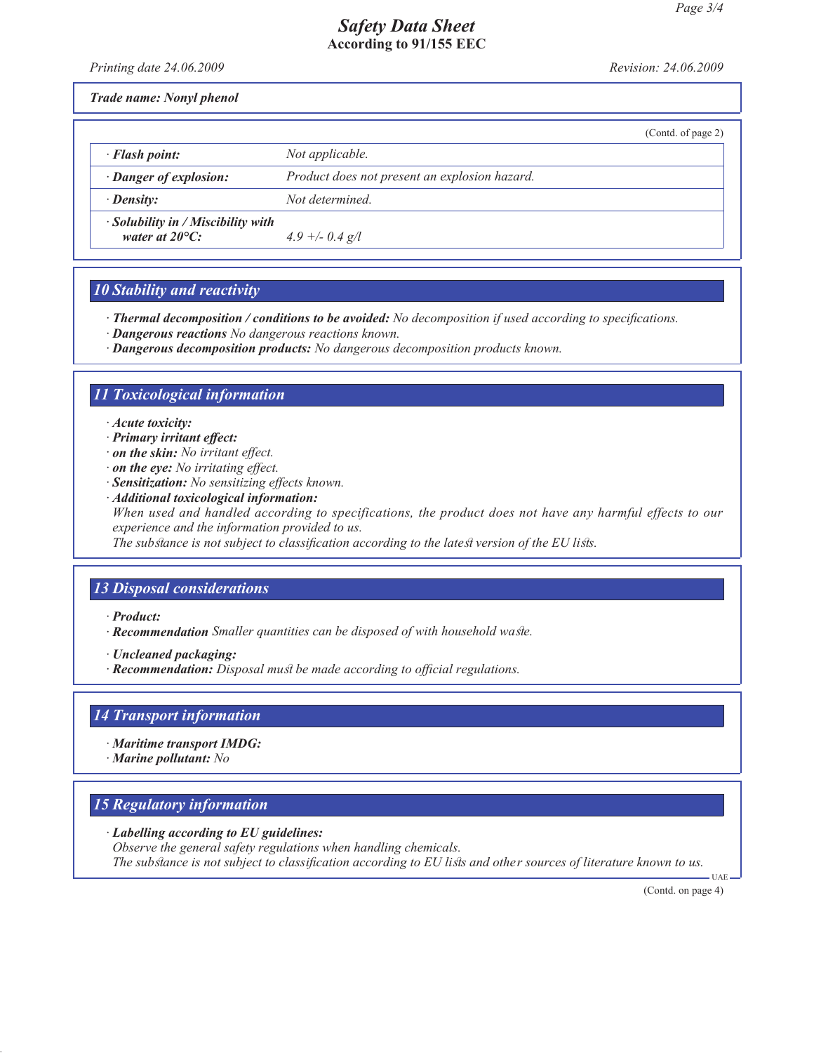# Safety Data Sheet
**According to 91/155 EEC**

*Printing date 24.06.2009* *Revision: 24.06.2009*

***Trade name: Nonyl phenol***

(Contd. of page 2)

| | |
|---|---|
| · ***Flash point:*** | *Not applicable.* |
| · ***Danger of explosion:*** | *Product does not present an explosion hazard.* |
| · ***Density:*** | *Not determined.* |
| · ***Solubility in / Miscibility with water at 20°C:*** | *4.9 +/- 0.4 g/l* |

## *10 Stability and reactivity*

· ***Thermal decomposition / conditions to be avoided:*** *No decomposition if used according to specifications.*
· ***Dangerous reactions*** *No dangerous reactions known.*
· ***Dangerous decomposition products:*** *No dangerous decomposition products known.*

## *11 Toxicological information*

· ***Acute toxicity:***
· ***Primary irritant effect:***
· ***on the skin:*** *No irritant effect.*
· ***on the eye:*** *No irritating effect.*
· ***Sensitization:*** *No sensitizing effects known.*
· ***Additional toxicological information:***
*When used and handled according to specifications, the product does not have any harmful effects to our experience and the information provided to us.*
*The substance is not subject to classification according to the latest version of the EU lists.*

## *13 Disposal considerations*

· ***Product:***
· ***Recommendation*** *Smaller quantities can be disposed of with household waste.*

· ***Uncleaned packaging:***
· ***Recommendation:*** *Disposal must be made according to official regulations.*

## *14 Transport information*

· ***Maritime transport IMDG:***
· ***Marine pollutant:*** *No*

## *15 Regulatory information*

· ***Labelling according to EU guidelines:***
*Observe the general safety regulations when handling chemicals.*
*The substance is not subject to classification according to EU lists and other sources of literature known to us.*

UAE

(Contd. on page 4)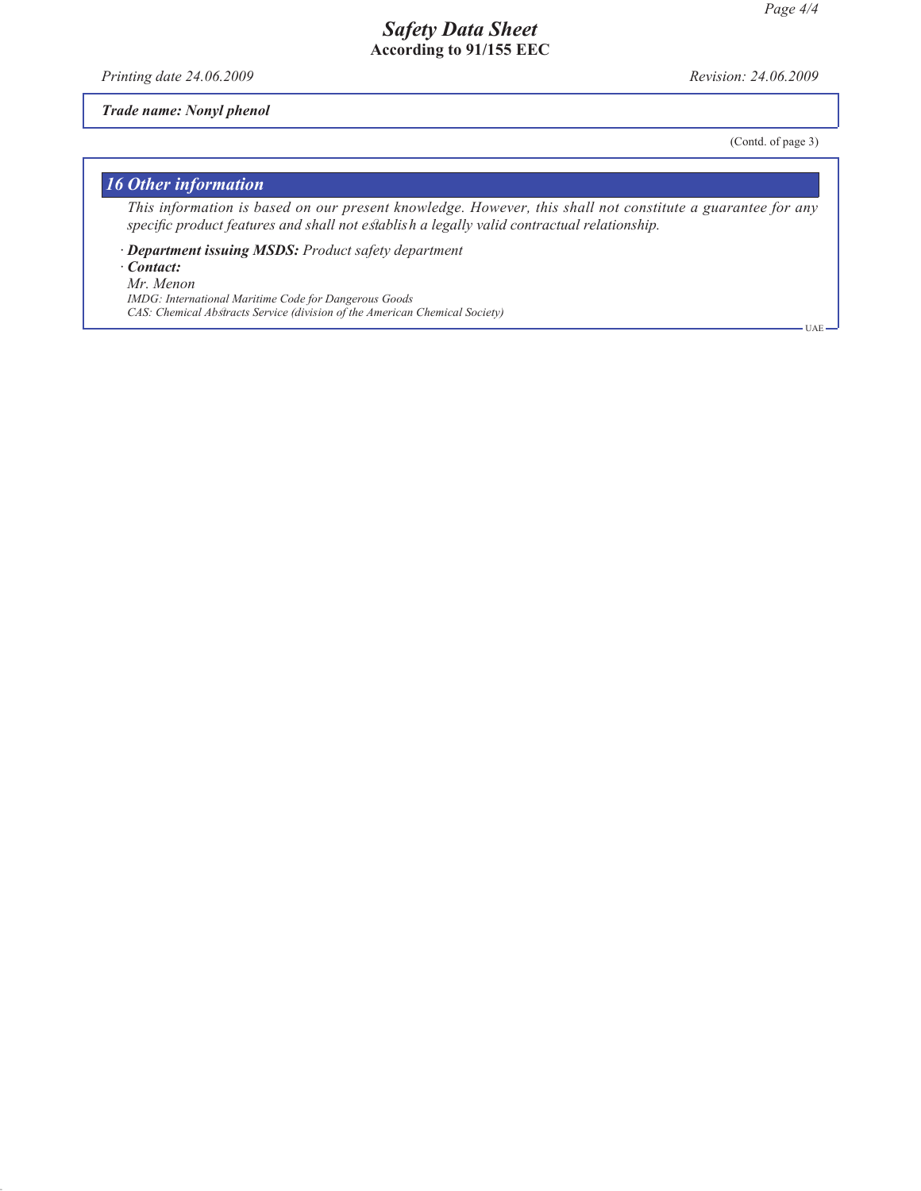# Safety Data Sheet
**According to 91/155 EEC**

*Printing date 24.06.2009* *Revision: 24.06.2009*

***Trade name: Nonyl phenol***

(Contd. of page 3)

## *16 Other information*

*This information is based on our present knowledge. However, this shall not constitute a guarantee for any specific product features and shall not establish a legally valid contractual relationship.*

· ***Department issuing MSDS:*** *Product safety department*

· ***Contact:***

*Mr. Menon*

*IMDG: International Maritime Code for Dangerous Goods*

*CAS: Chemical Abstracts Service (division of the American Chemical Society)*

UAE